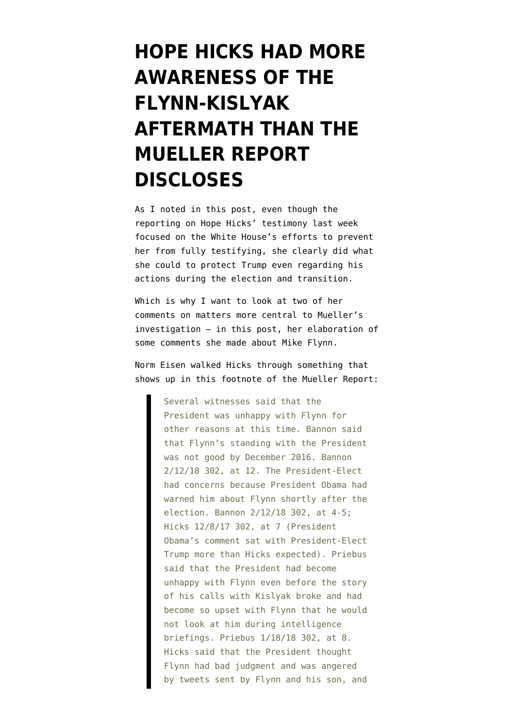# HOPE HICKS HAD MORE AWARENESS OF THE FLYNN-KISLYAK AFTERMATH THAN THE MUELLER REPORT DISCLOSES

As I noted in this post, even though the reporting on Hope Hicks' testimony last week focused on the White House's efforts to prevent her from fully testifying, she clearly did what she could to protect Trump even regarding his actions during the election and transition.

Which is why I want to look at two of her comments on matters more central to Mueller's investigation — in this post, her elaboration of some comments she made about Mike Flynn.

Norm Eisen walked Hicks through something that shows up in this footnote of the Mueller Report:

> Several witnesses said that the President was unhappy with Flynn for other reasons at this time. Bannon said that Flynn's standing with the President was not good by December 2016. Bannon 2/12/18 302, at 12. The President-Elect had concerns because President Obama had warned him about Flynn shortly after the election. Bannon 2/12/18 302, at 4-5; Hicks 12/8/17 302, at 7 (President Obama's comment sat with President-Elect Trump more than Hicks expected). Priebus said that the President had become unhappy with Flynn even before the story of his calls with Kislyak broke and had become so upset with Flynn that he would not look at him during intelligence briefings. Priebus 1/18/18 302, at 8. Hicks said that the President thought Flynn had bad judgment and was angered by tweets sent by Flynn and his son, and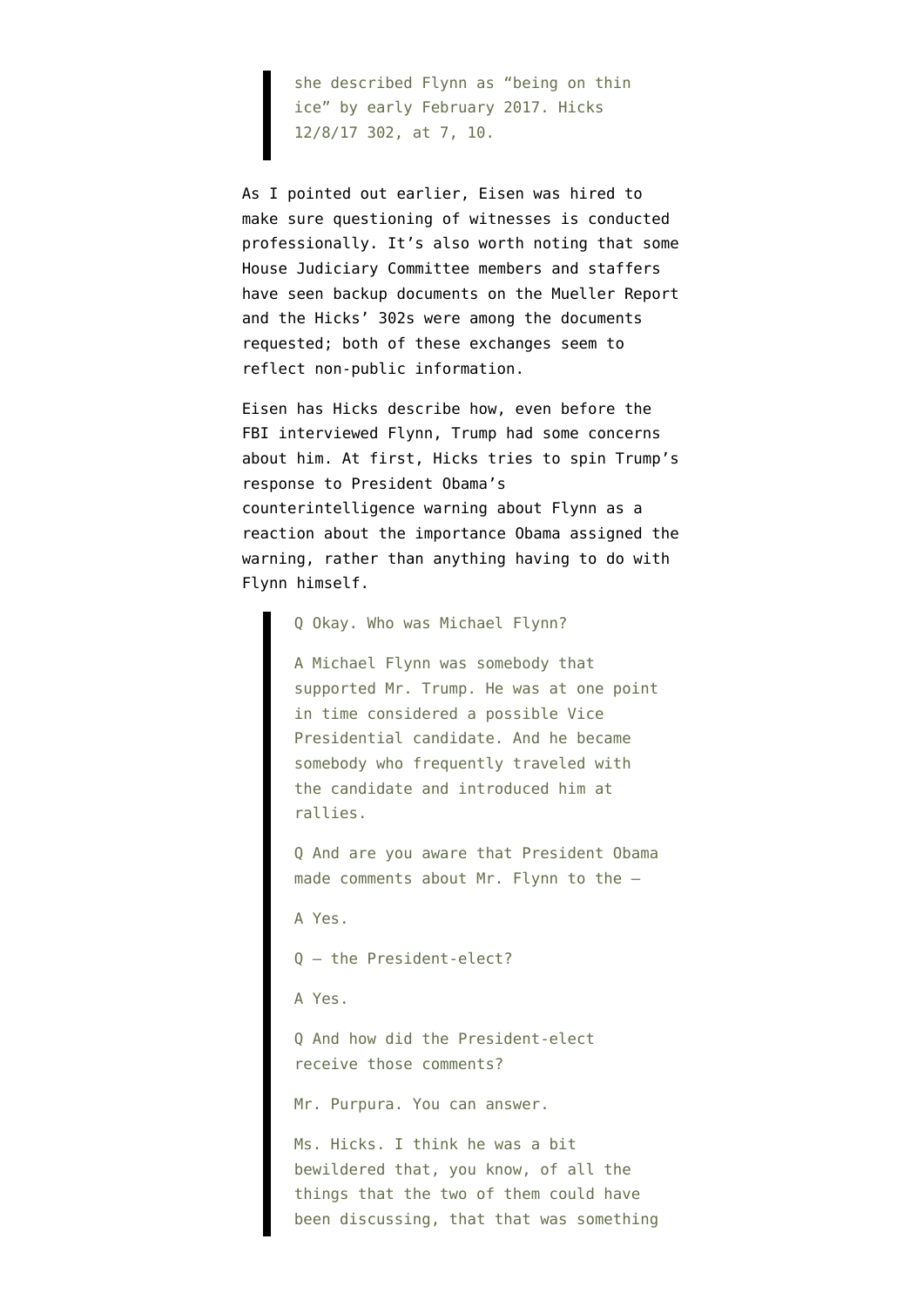> she described Flynn as "being on thin ice" by early February 2017. Hicks 12/8/17 302, at 7, 10.

As I pointed out earlier, Eisen was hired to make sure questioning of witnesses is conducted professionally. It's also worth noting that some House Judiciary Committee members and staffers have seen backup documents on the Mueller Report and the Hicks' 302s were among the documents requested; both of these exchanges seem to reflect non-public information.

Eisen has Hicks describe how, even before the FBI interviewed Flynn, Trump had some concerns about him. At first, Hicks tries to spin Trump's response to President Obama's counterintelligence warning about Flynn as a reaction about the importance Obama assigned the warning, rather than anything having to do with Flynn himself.

> Q Okay. Who was Michael Flynn?
>
> A Michael Flynn was somebody that supported Mr. Trump. He was at one point in time considered a possible Vice Presidential candidate. And he became somebody who frequently traveled with the candidate and introduced him at rallies.
>
> Q And are you aware that President Obama made comments about Mr. Flynn to the –
>
> A Yes.
>
> Q – the President-elect?
>
> A Yes.
>
> Q And how did the President-elect receive those comments?
>
> Mr. Purpura. You can answer.
>
> Ms. Hicks. I think he was a bit bewildered that, you know, of all the things that the two of them could have been discussing, that that was something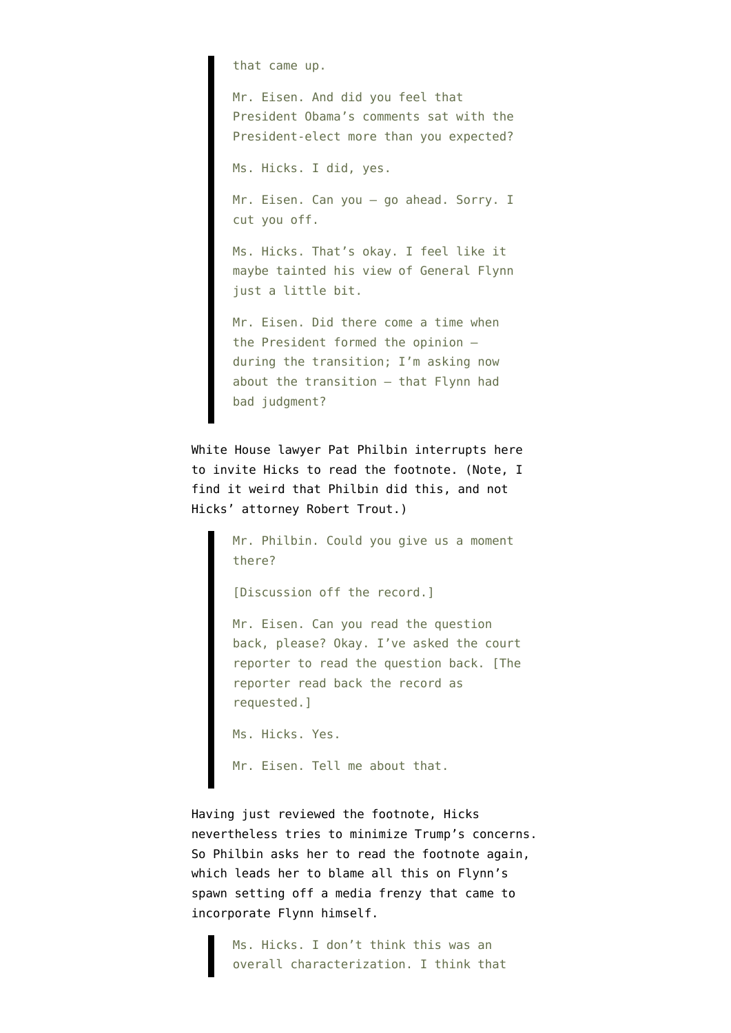> that came up.
>
> Mr. Eisen. And did you feel that President Obama's comments sat with the President-elect more than you expected?
>
> Ms. Hicks. I did, yes.
>
> Mr. Eisen. Can you — go ahead. Sorry. I cut you off.
>
> Ms. Hicks. That's okay. I feel like it maybe tainted his view of General Flynn just a little bit.
>
> Mr. Eisen. Did there come a time when the President formed the opinion — during the transition; I'm asking now about the transition — that Flynn had bad judgment?

White House lawyer Pat Philbin interrupts here to invite Hicks to read the footnote. (Note, I find it weird that Philbin did this, and not Hicks' attorney Robert Trout.)

> Mr. Philbin. Could you give us a moment there?
>
> [Discussion off the record.]
>
> Mr. Eisen. Can you read the question back, please? Okay. I've asked the court reporter to read the question back. [The reporter read back the record as requested.]
>
> Ms. Hicks. Yes.
>
> Mr. Eisen. Tell me about that.

Having just reviewed the footnote, Hicks nevertheless tries to minimize Trump's concerns. So Philbin asks her to read the footnote again, which leads her to blame all this on Flynn's spawn setting off a media frenzy that came to incorporate Flynn himself.

> Ms. Hicks. I don't think this was an overall characterization. I think that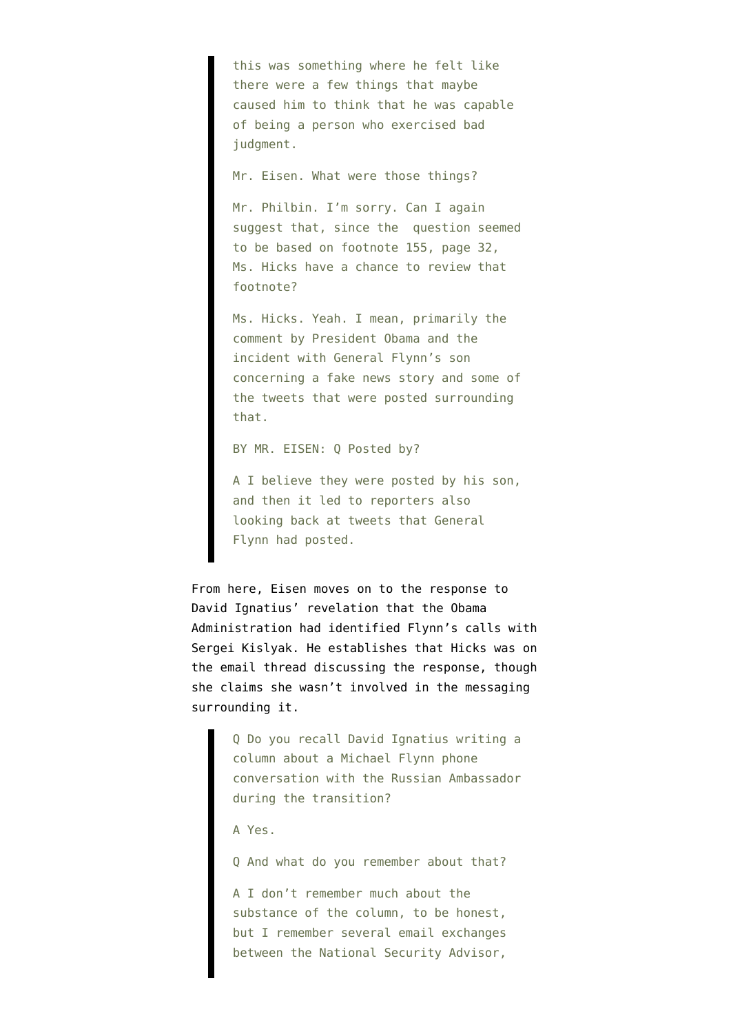> this was something where he felt like there were a few things that maybe caused him to think that he was capable of being a person who exercised bad judgment.
>
> Mr. Eisen. What were those things?
>
> Mr. Philbin. I'm sorry. Can I again suggest that, since the question seemed to be based on footnote 155, page 32, Ms. Hicks have a chance to review that footnote?
>
> Ms. Hicks. Yeah. I mean, primarily the comment by President Obama and the incident with General Flynn's son concerning a fake news story and some of the tweets that were posted surrounding that.
>
> BY MR. EISEN: Q Posted by?
>
> A I believe they were posted by his son, and then it led to reporters also looking back at tweets that General Flynn had posted.

From here, Eisen moves on to the response to David Ignatius' revelation that the Obama Administration had identified Flynn's calls with Sergei Kislyak. He establishes that Hicks was on the email thread discussing the response, though she claims she wasn't involved in the messaging surrounding it.

> Q Do you recall David Ignatius writing a column about a Michael Flynn phone conversation with the Russian Ambassador during the transition?
>
> A Yes.
>
> Q And what do you remember about that?
>
> A I don't remember much about the substance of the column, to be honest, but I remember several email exchanges between the National Security Advisor,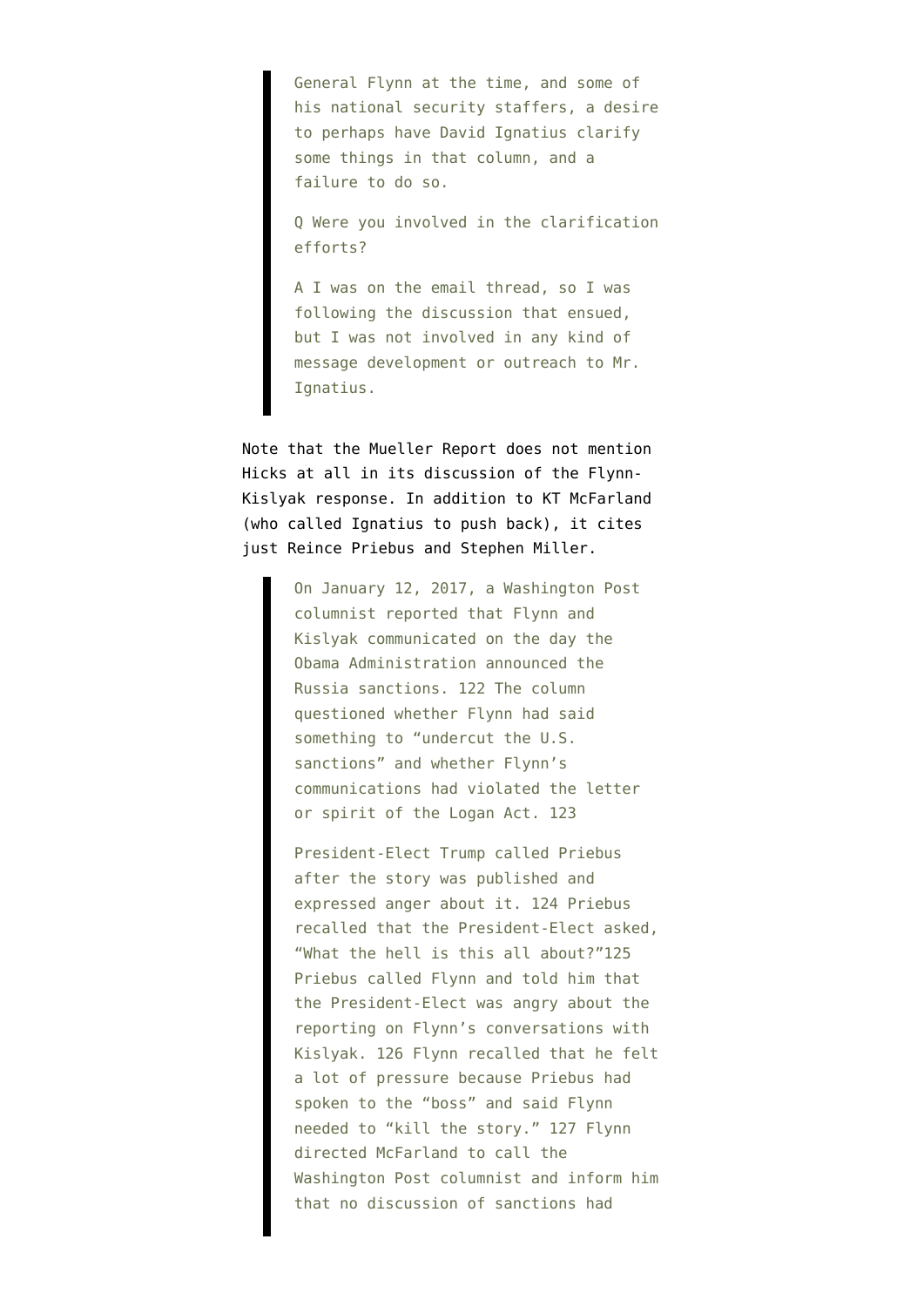> General Flynn at the time, and some of his national security staffers, a desire to perhaps have David Ignatius clarify some things in that column, and a failure to do so.
>
> Q Were you involved in the clarification efforts?
>
> A I was on the email thread, so I was following the discussion that ensued, but I was not involved in any kind of message development or outreach to Mr. Ignatius.

Note that the Mueller Report does not mention Hicks at all in its discussion of the Flynn-Kislyak response. In addition to KT McFarland (who called Ignatius to push back), it cites just Reince Priebus and Stephen Miller.

> On January 12, 2017, a Washington Post columnist reported that Flynn and Kislyak communicated on the day the Obama Administration announced the Russia sanctions. 122 The column questioned whether Flynn had said something to "undercut the U.S. sanctions" and whether Flynn's communications had violated the letter or spirit of the Logan Act. 123
>
> President-Elect Trump called Priebus after the story was published and expressed anger about it. 124 Priebus recalled that the President-Elect asked, "What the hell is this all about?"125 Priebus called Flynn and told him that the President-Elect was angry about the reporting on Flynn's conversations with Kislyak. 126 Flynn recalled that he felt a lot of pressure because Priebus had spoken to the "boss" and said Flynn needed to "kill the story." 127 Flynn directed McFarland to call the Washington Post columnist and inform him that no discussion of sanctions had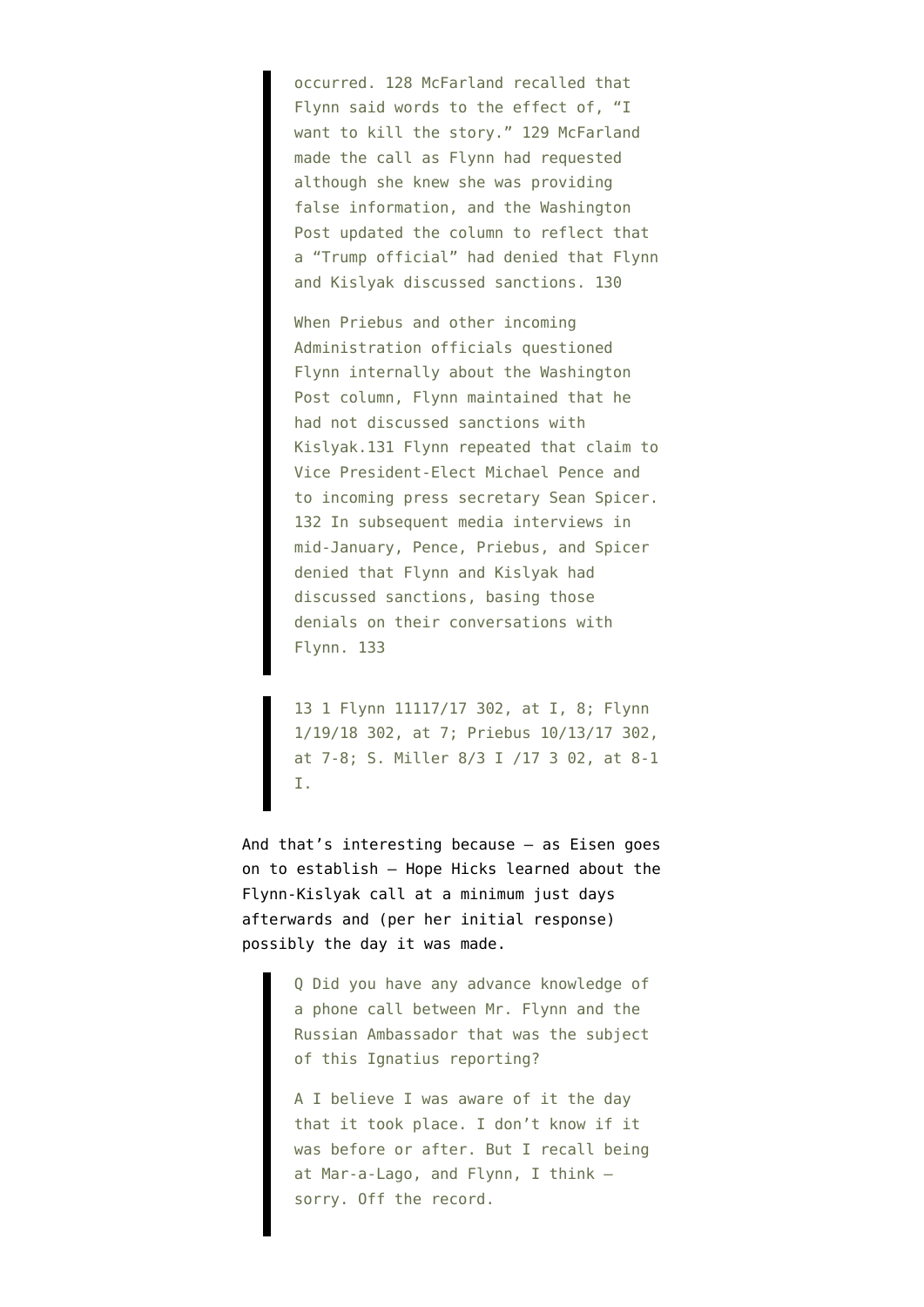> occurred. 128 McFarland recalled that Flynn said words to the effect of, "I want to kill the story." 129 McFarland made the call as Flynn had requested although she knew she was providing false information, and the Washington Post updated the column to reflect that a "Trump official" had denied that Flynn and Kislyak discussed sanctions. 130
>
> When Priebus and other incoming Administration officials questioned Flynn internally about the Washington Post column, Flynn maintained that he had not discussed sanctions with Kislyak.131 Flynn repeated that claim to Vice President-Elect Michael Pence and to incoming press secretary Sean Spicer. 132 In subsequent media interviews in mid-January, Pence, Priebus, and Spicer denied that Flynn and Kislyak had discussed sanctions, basing those denials on their conversations with Flynn. 133

> 13 1 Flynn 11117/17 302, at I, 8; Flynn 1/19/18 302, at 7; Priebus 10/13/17 302, at 7-8; S. Miller 8/3 I /17 3 02, at 8-1 I.

And that's interesting because — as Eisen goes on to establish — Hope Hicks learned about the Flynn-Kislyak call at a minimum just days afterwards and (per her initial response) possibly the day it was made.

> Q Did you have any advance knowledge of a phone call between Mr. Flynn and the Russian Ambassador that was the subject of this Ignatius reporting?
>
> A I believe I was aware of it the day that it took place. I don't know if it was before or after. But I recall being at Mar-a-Lago, and Flynn, I think — sorry. Off the record.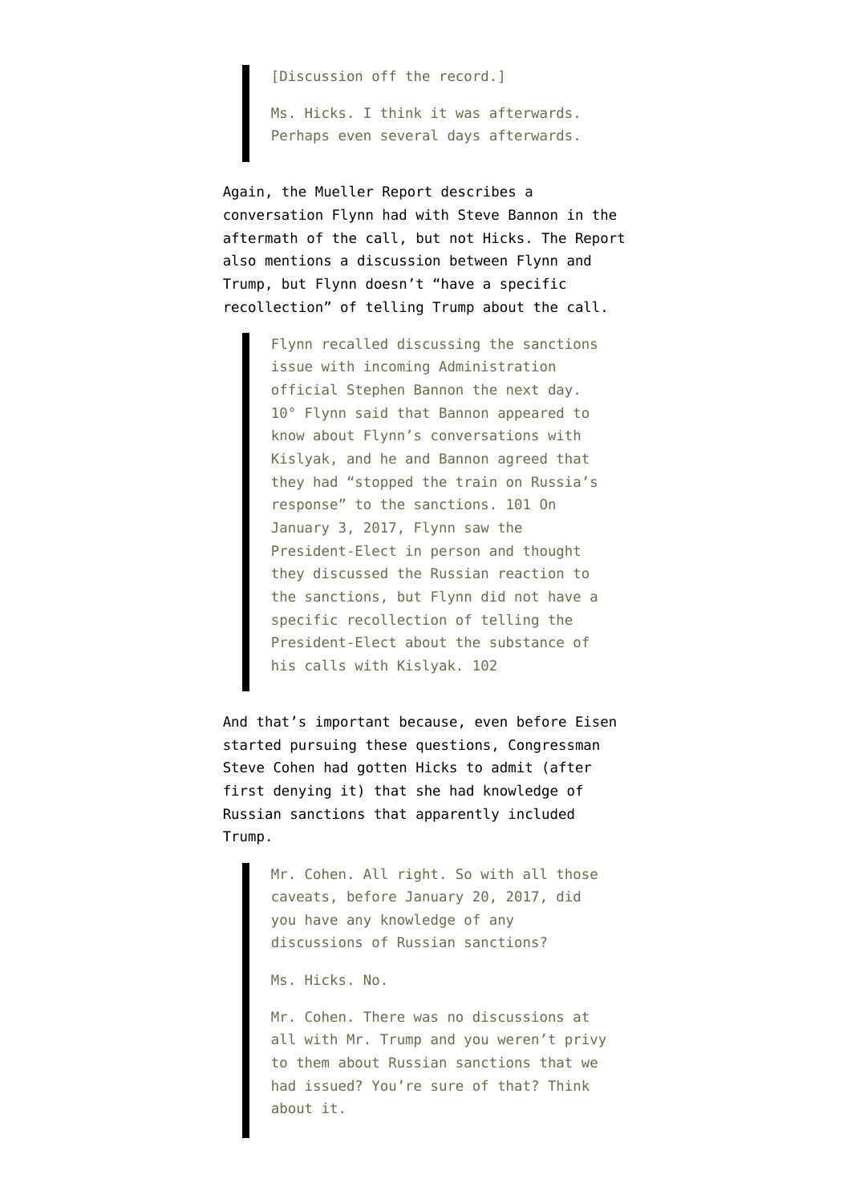> [Discussion off the record.]
>
> Ms. Hicks. I think it was afterwards. Perhaps even several days afterwards.

Again, the Mueller Report describes a conversation Flynn had with Steve Bannon in the aftermath of the call, but not Hicks. The Report also mentions a discussion between Flynn and Trump, but Flynn doesn't "have a specific recollection" of telling Trump about the call.

> Flynn recalled discussing the sanctions issue with incoming Administration official Stephen Bannon the next day. 10° Flynn said that Bannon appeared to know about Flynn's conversations with Kislyak, and he and Bannon agreed that they had "stopped the train on Russia's response" to the sanctions. 101 On January 3, 2017, Flynn saw the President-Elect in person and thought they discussed the Russian reaction to the sanctions, but Flynn did not have a specific recollection of telling the President-Elect about the substance of his calls with Kislyak. 102

And that's important because, even before Eisen started pursuing these questions, Congressman Steve Cohen had gotten Hicks to admit (after first denying it) that she had knowledge of Russian sanctions that apparently included Trump.

> Mr. Cohen. All right. So with all those caveats, before January 20, 2017, did you have any knowledge of any discussions of Russian sanctions?
>
> Ms. Hicks. No.
>
> Mr. Cohen. There was no discussions at all with Mr. Trump and you weren't privy to them about Russian sanctions that we had issued? You're sure of that? Think about it.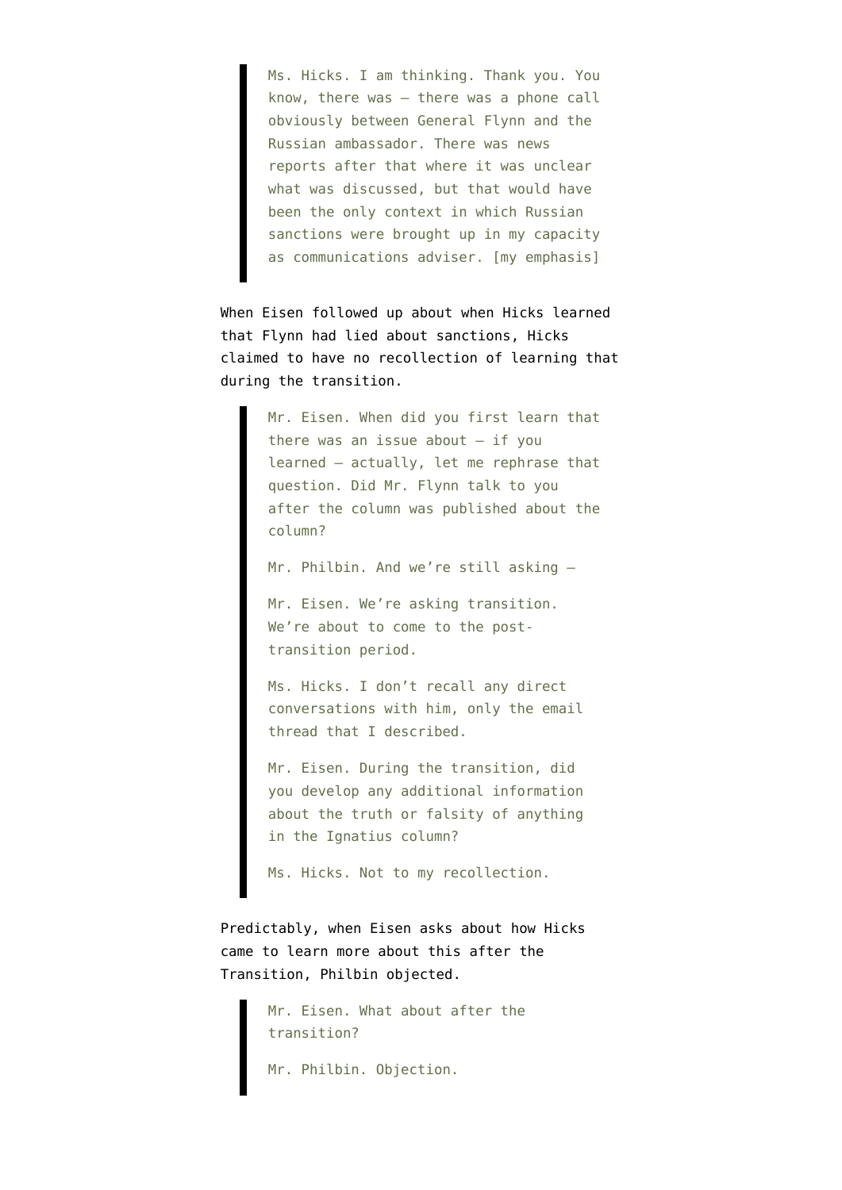> Ms. Hicks. I am thinking. Thank you. You know, there was — there was a phone call obviously between General Flynn and the Russian ambassador. There was news reports after that where it was unclear what was discussed, but that would have been the only context in which Russian sanctions were brought up in my capacity as communications adviser. [my emphasis]

When Eisen followed up about when Hicks learned that Flynn had lied about sanctions, Hicks claimed to have no recollection of learning that during the transition.

> Mr. Eisen. When did you first learn that there was an issue about — if you learned — actually, let me rephrase that question. Did Mr. Flynn talk to you after the column was published about the column?
>
> Mr. Philbin. And we're still asking —
>
> Mr. Eisen. We're asking transition. We're about to come to the post-transition period.
>
> Ms. Hicks. I don't recall any direct conversations with him, only the email thread that I described.
>
> Mr. Eisen. During the transition, did you develop any additional information about the truth or falsity of anything in the Ignatius column?
>
> Ms. Hicks. Not to my recollection.

Predictably, when Eisen asks about how Hicks came to learn more about this after the Transition, Philbin objected.

> Mr. Eisen. What about after the transition?
>
> Mr. Philbin. Objection.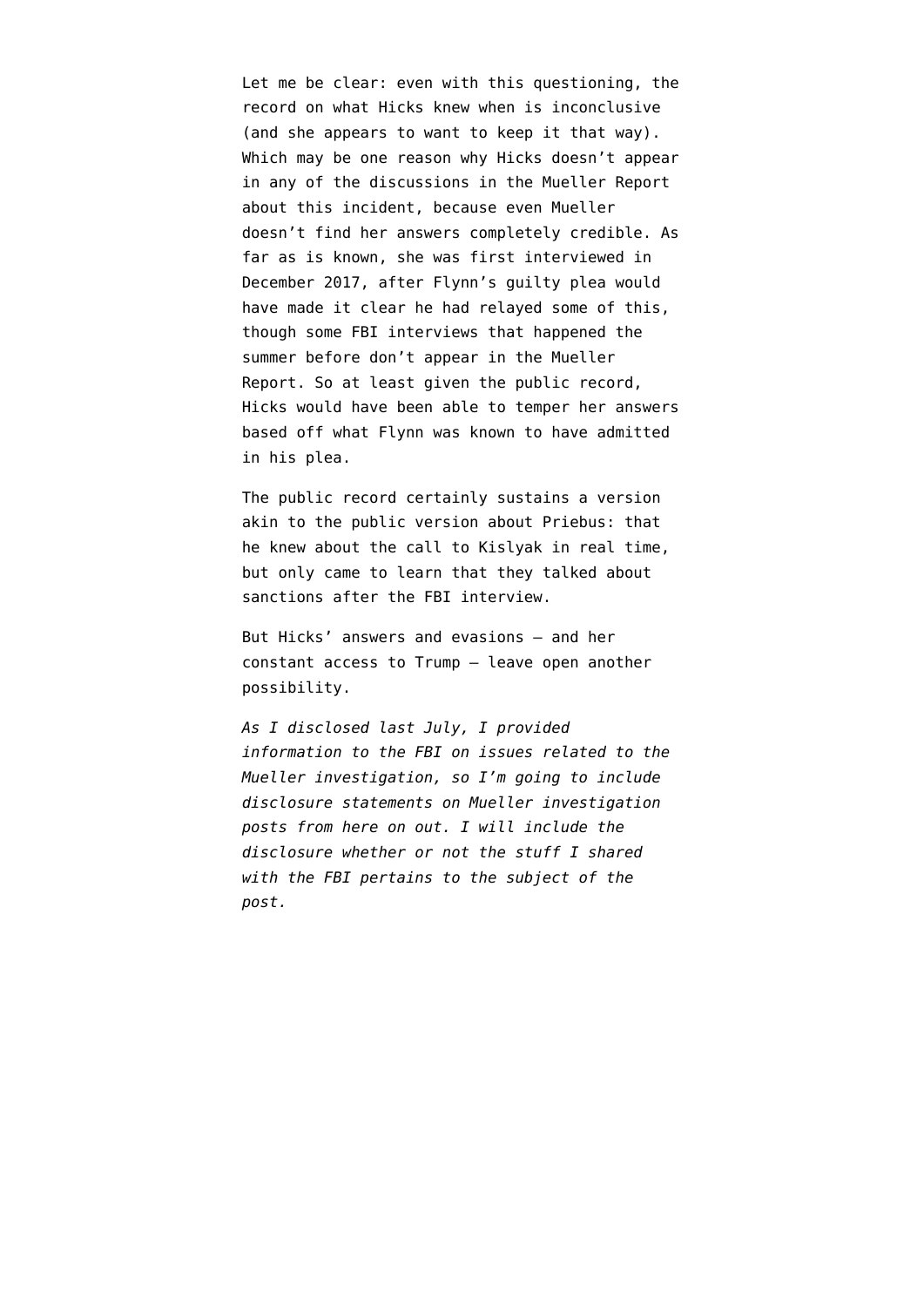Let me be clear: even with this questioning, the record on what Hicks knew when is inconclusive (and she appears to want to keep it that way). Which may be one reason why Hicks doesn't appear in any of the discussions in the Mueller Report about this incident, because even Mueller doesn't find her answers completely credible. As far as is known, she was first interviewed in December 2017, after Flynn's guilty plea would have made it clear he had relayed some of this, though some FBI interviews that happened the summer before don't appear in the Mueller Report. So at least given the public record, Hicks would have been able to temper her answers based off what Flynn was known to have admitted in his plea.

The public record certainly sustains a version akin to the public version about Priebus: that he knew about the call to Kislyak in real time, but only came to learn that they talked about sanctions after the FBI interview.

But Hicks' answers and evasions — and her constant access to Trump — leave open another possibility.

*As I disclosed last July, I provided information to the FBI on issues related to the Mueller investigation, so I'm going to include disclosure statements on Mueller investigation posts from here on out. I will include the disclosure whether or not the stuff I shared with the FBI pertains to the subject of the post.*